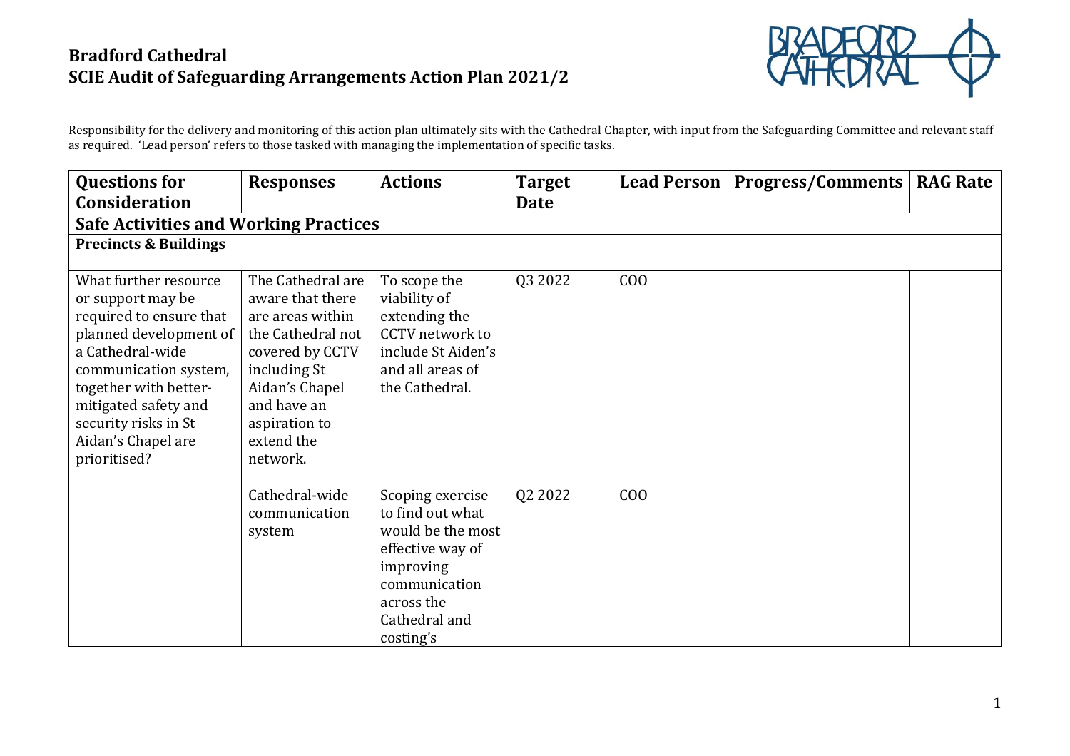# Bradford Cathedral
## SCIE Audit of Safeguarding Arrangements Action Plan 2021/2

Responsibility for the delivery and monitoring of this action plan ultimately sits with the Cathedral Chapter, with input from the Safeguarding Committee and relevant staff as required. 'Lead person' refers to those tasked with managing the implementation of specific tasks.

| Questions for Consideration | Responses | Actions | Target Date | Lead Person | Progress/Comments | RAG Rate |
|---|---|---|---|---|---|---|
| **Safe Activities and Working Practices** | | | | | | |
| **Precincts & Buildings** | | | | | | |
| What further resource or support may be required to ensure that planned development of a Cathedral-wide communication system, together with better-mitigated safety and security risks in St Aidan's Chapel are prioritised? | The Cathedral are aware that there are areas within the Cathedral not covered by CCTV including St Aidan's Chapel and have an aspiration to extend the network. | To scope the viability of extending the CCTV network to include St Aiden's and all areas of the Cathedral. | Q3 2022 | COO | | |
| | Cathedral-wide communication system | Scoping exercise to find out what would be the most effective way of improving communication across the Cathedral and costing's | Q2 2022 | COO | | |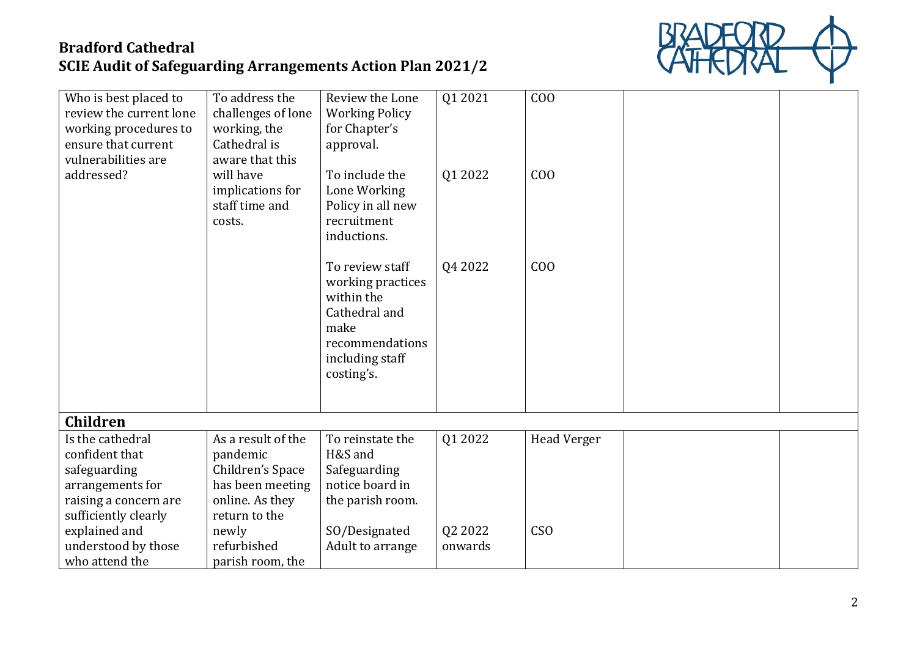# Bradford Cathedral
## SCIE Audit of Safeguarding Arrangements Action Plan 2021/2

| | | | | | | |
|---|---|---|---|---|---|---|
| Who is best placed to review the current lone working procedures to ensure that current vulnerabilities are addressed? | To address the challenges of lone working, the Cathedral is aware that this will have implications for staff time and costs. | Review the Lone Working Policy for Chapter's approval. | Q1 2021 | COO | | |
| | | To include the Lone Working Policy in all new recruitment inductions. | Q1 2022 | COO | | |
| | | To review staff working practices within the Cathedral and make recommendations including staff costing's. | Q4 2022 | COO | | |
| **Children** | | | | | | |
| Is the cathedral confident that safeguarding arrangements for raising a concern are sufficiently clearly explained and understood by those who attend the | As a result of the pandemic Children's Space has been meeting online. As they return to the newly refurbished parish room, the | To reinstate the H&S and Safeguarding notice board in the parish room. | Q1 2022 | Head Verger | | |
| | | SO/Designated Adult to arrange | Q2 2022 onwards | CSO | | |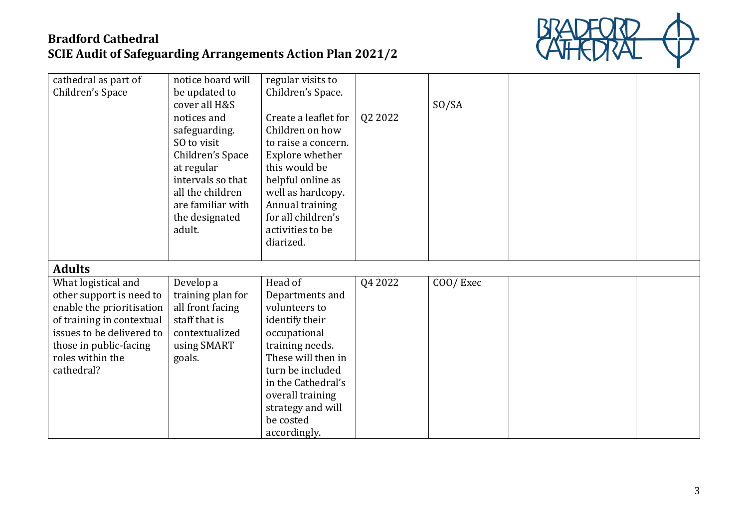| | | | | | | |
|---|---|---|---|---|---|---|
| cathedral as part of Children's Space | notice board will be updated to cover all H&S notices and safeguarding. SO to visit Children's Space at regular intervals so that all the children are familiar with the designated adult. | regular visits to Children's Space. Create a leaflet for Children on how to raise a concern. Explore whether this would be helpful online as well as hardcopy. Annual training for all children's activities to be diarized. | Q2 2022 | SO/SA | | |
| **Adults** | | | | | | |
| What logistical and other support is need to enable the prioritisation of training in contextual issues to be delivered to those in public-facing roles within the cathedral? | Develop a training plan for all front facing staff that is contextualized using SMART goals. | Head of Departments and volunteers to identify their occupational training needs. These will then in turn be included in the Cathedral's overall training strategy and will be costed accordingly. | Q4 2022 | COO/ Exec | | |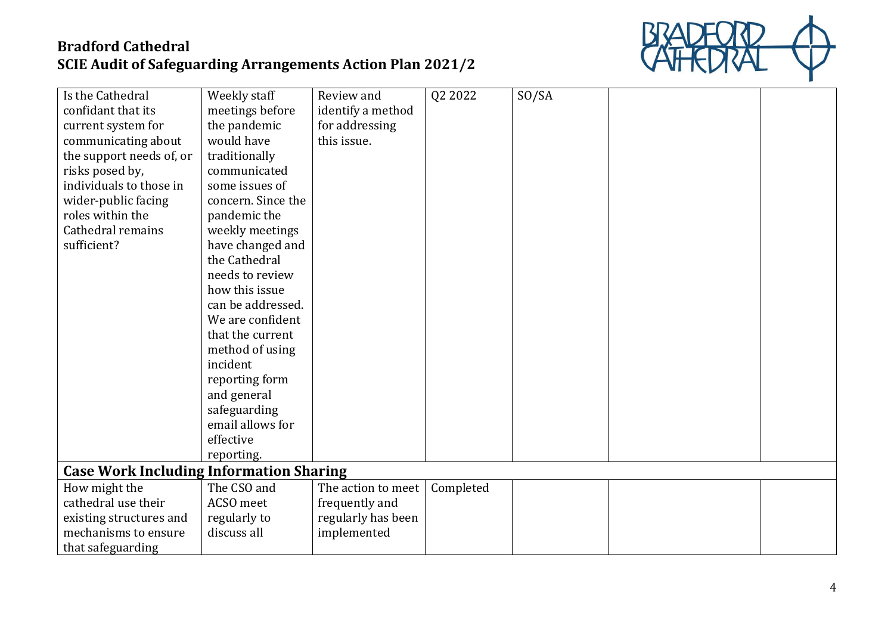# Bradford Cathedral
## SCIE Audit of Safeguarding Arrangements Action Plan 2021/2

| | | | | | | |
|---|---|---|---|---|---|---|
| Is the Cathedral confidant that its current system for communicating about the support needs of, or risks posed by, individuals to those in wider-public facing roles within the Cathedral remains sufficient? | Weekly staff meetings before the pandemic would have traditionally communicated some issues of concern. Since the pandemic the weekly meetings have changed and the Cathedral needs to review how this issue can be addressed. We are confident that the current method of using incident reporting form and general safeguarding email allows for effective reporting. | Review and identify a method for addressing this issue. | Q2 2022 | SO/SA | | |
| **Case Work Including Information Sharing** | | | | | | |
| How might the cathedral use their existing structures and mechanisms to ensure that safeguarding | The CSO and ACSO meet regularly to discuss all | The action to meet frequently and regularly has been implemented | Completed | | | |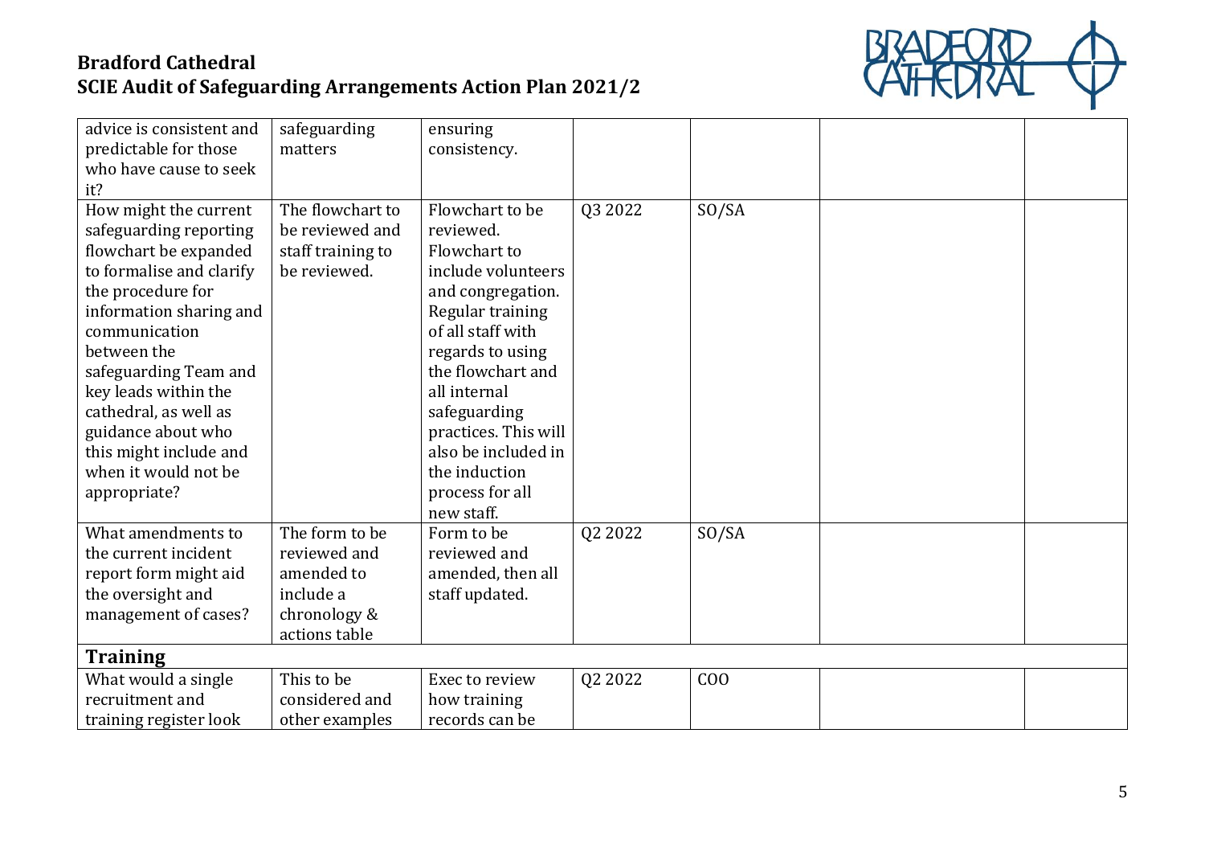| | | | | | | |
|---|---|---|---|---|---|---|
| advice is consistent and predictable for those who have cause to seek it? | safeguarding matters | ensuring consistency. | | | | |
| How might the current safeguarding reporting flowchart be expanded to formalise and clarify the procedure for information sharing and communication between the safeguarding Team and key leads within the cathedral, as well as guidance about who this might include and when it would not be appropriate? | The flowchart to be reviewed and staff training to be reviewed. | Flowchart to be reviewed. Flowchart to include volunteers and congregation. Regular training of all staff with regards to using the flowchart and all internal safeguarding practices. This will also be included in the induction process for all new staff. | Q3 2022 | SO/SA | | |
| What amendments to the current incident report form might aid the oversight and management of cases? | The form to be reviewed and amended to include a chronology & actions table | Form to be reviewed and amended, then all staff updated. | Q2 2022 | SO/SA | | |
| **Training** | | | | | | |
| What would a single recruitment and training register look | This to be considered and other examples | Exec to review how training records can be | Q2 2022 | COO | | |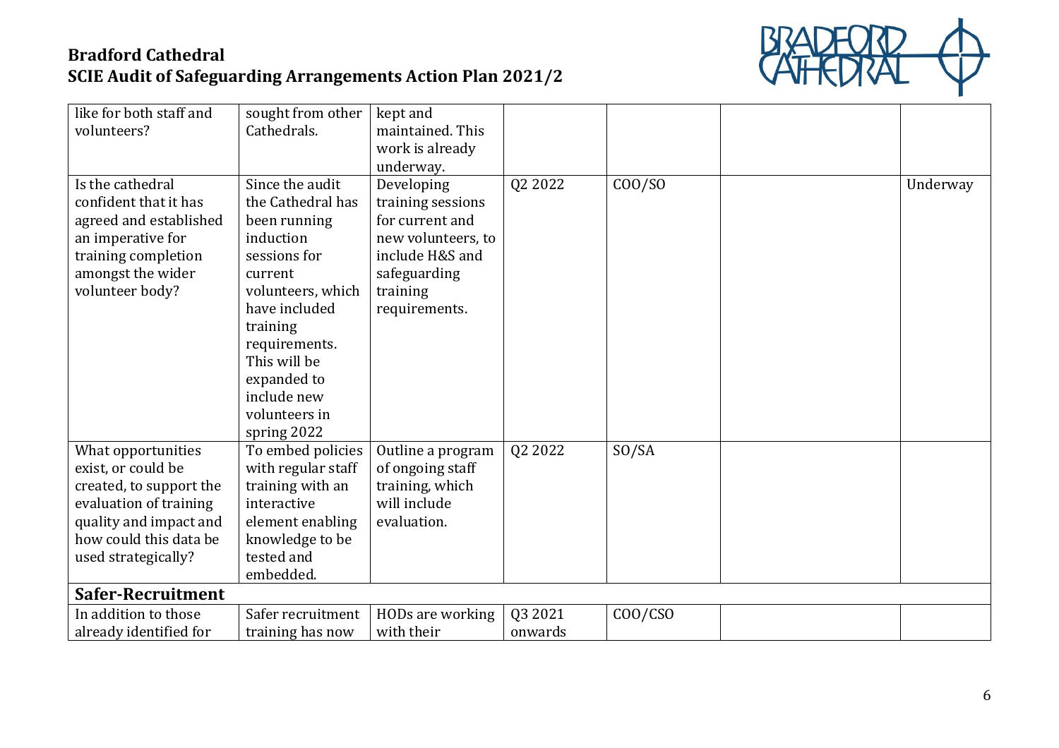| like for both staff and volunteers? | sought from other Cathedrals. | kept and maintained. This work is already underway. | | | | |
|---|---|---|---|---|---|---|
| Is the cathedral confident that it has agreed and established an imperative for training completion amongst the wider volunteer body? | Since the audit the Cathedral has been running induction sessions for current volunteers, which have included training requirements. This will be expanded to include new volunteers in spring 2022 | Developing training sessions for current and new volunteers, to include H&S and safeguarding training requirements. | Q2 2022 | COO/SO | | Underway |
| What opportunities exist, or could be created, to support the evaluation of training quality and impact and how could this data be used strategically? | To embed policies with regular staff training with an interactive element enabling knowledge to be tested and embedded. | Outline a program of ongoing staff training, which will include evaluation. | Q2 2022 | SO/SA | | |
| **Safer-Recruitment** | | | | | | |
| In addition to those already identified for | Safer recruitment training has now | HODs are working with their | Q3 2021 onwards | COO/CSO | | |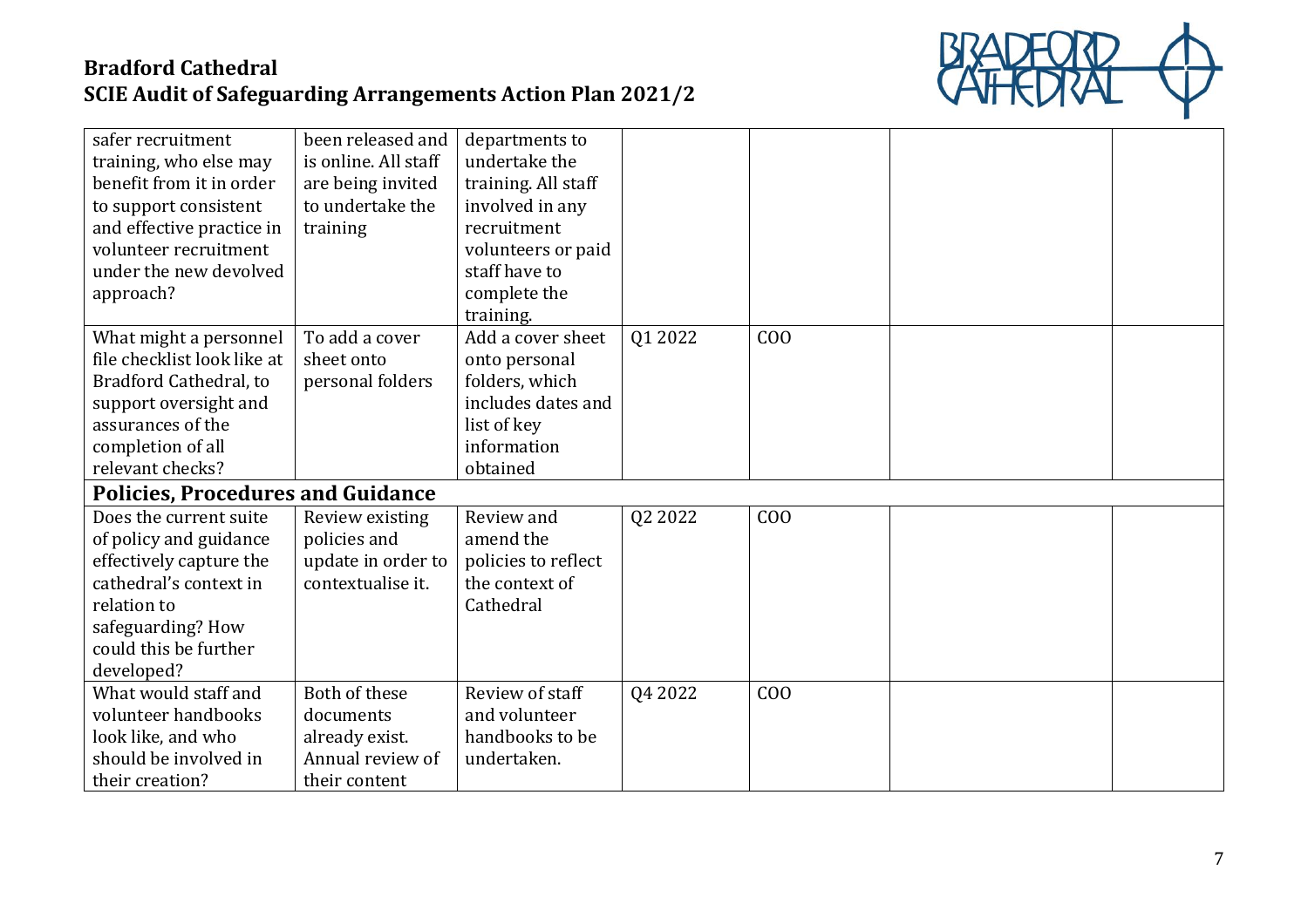# Bradford Cathedral
## SCIE Audit of Safeguarding Arrangements Action Plan 2021/2

| | | | | | | |
|---|---|---|---|---|---|---|
| safer recruitment training, who else may benefit from it in order to support consistent and effective practice in volunteer recruitment under the new devolved approach? | been released and is online. All staff are being invited to undertake the training | departments to undertake the training. All staff involved in any recruitment volunteers or paid staff have to complete the training. | | | | |
| What might a personnel file checklist look like at Bradford Cathedral, to support oversight and assurances of the completion of all relevant checks? | To add a cover sheet onto personal folders | Add a cover sheet onto personal folders, which includes dates and list of key information obtained | Q1 2022 | COO | | |
| **Policies, Procedures and Guidance** | | | | | | |
| Does the current suite of policy and guidance effectively capture the cathedral's context in relation to safeguarding? How could this be further developed? | Review existing policies and update in order to contextualise it. | Review and amend the policies to reflect the context of Cathedral | Q2 2022 | COO | | |
| What would staff and volunteer handbooks look like, and who should be involved in their creation? | Both of these documents already exist. Annual review of their content | Review of staff and volunteer handbooks to be undertaken. | Q4 2022 | COO | | |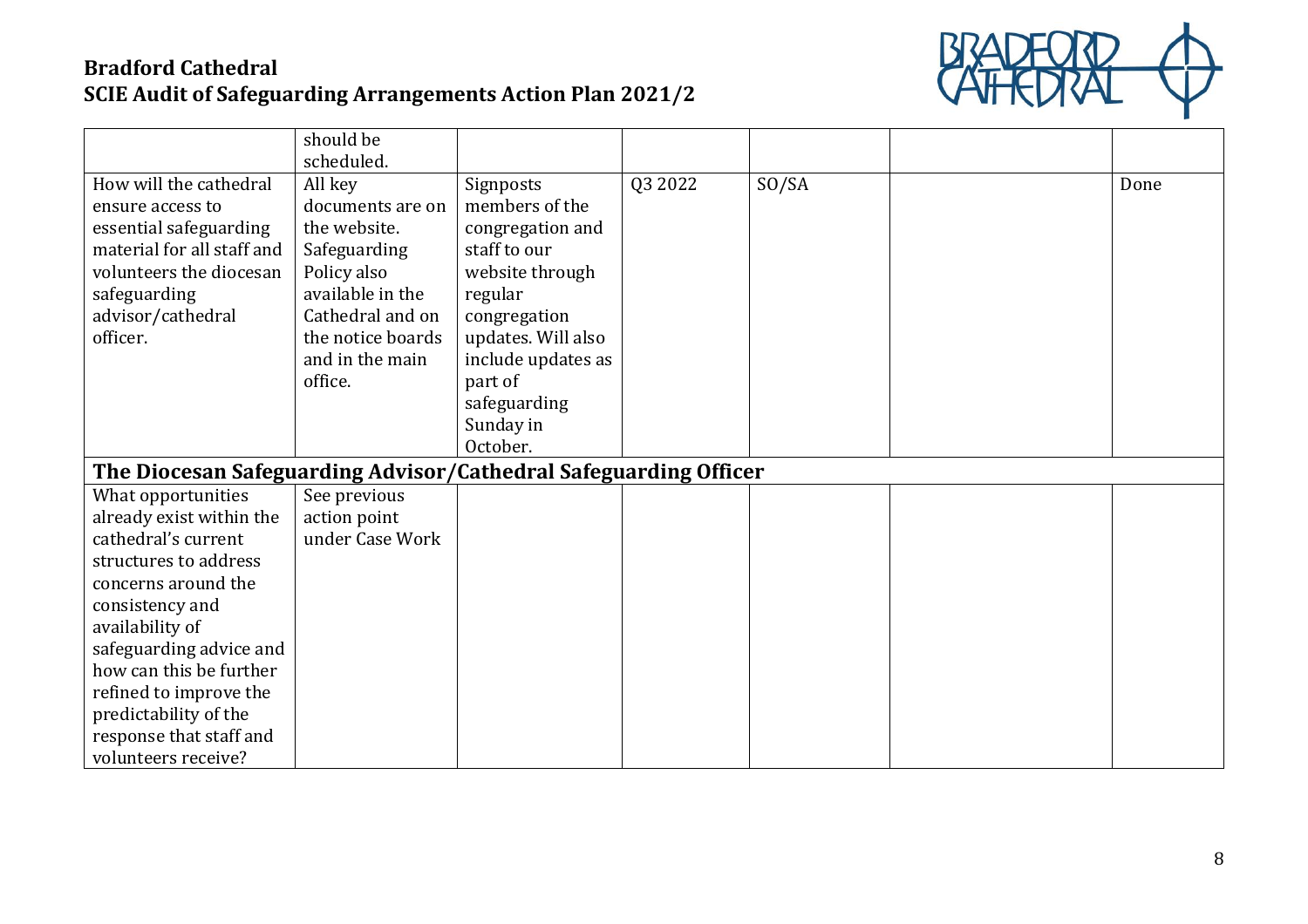| | should be scheduled. | | | | | |
|---|---|---|---|---|---|---|
| How will the cathedral ensure access to essential safeguarding material for all staff and volunteers the diocesan safeguarding advisor/cathedral officer. | All key documents are on the website. Safeguarding Policy also available in the Cathedral and on the notice boards and in the main office. | Signposts members of the congregation and staff to our website through regular congregation updates. Will also include updates as part of safeguarding Sunday in October. | Q3 2022 | SO/SA | | Done |
| **The Diocesan Safeguarding Advisor/Cathedral Safeguarding Officer** | | | | | | |
| What opportunities already exist within the cathedral's current structures to address concerns around the consistency and availability of safeguarding advice and how can this be further refined to improve the predictability of the response that staff and volunteers receive? | See previous action point under Case Work | | | | | |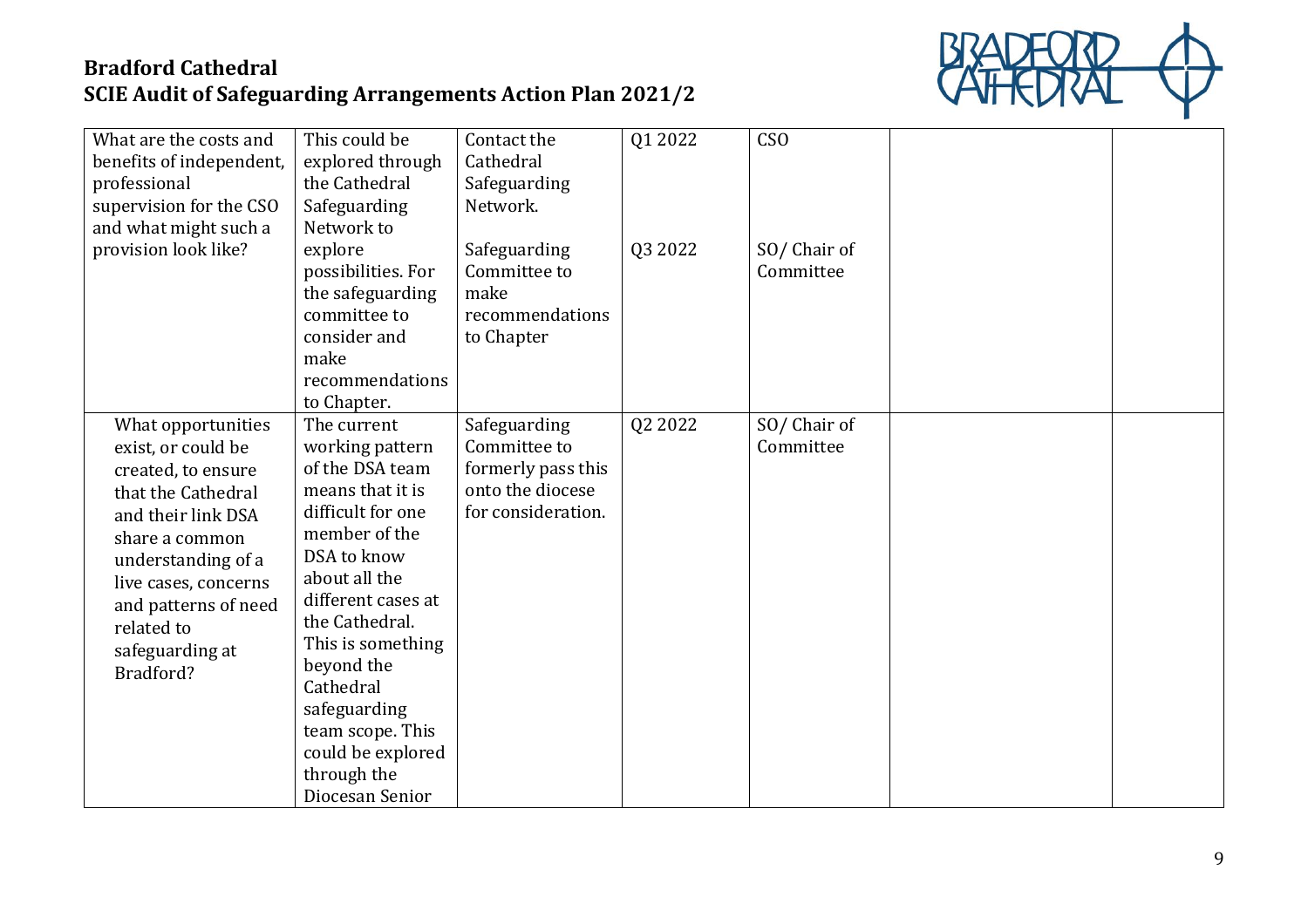# Bradford Cathedral

## SCIE Audit of Safeguarding Arrangements Action Plan 2021/2

| | | | | | | |
|---|---|---|---|---|---|---|
| What are the costs and benefits of independent, professional supervision for the CSO and what might such a provision look like? | This could be explored through the Cathedral Safeguarding Network to explore possibilities. For the safeguarding committee to consider and make recommendations to Chapter. | Contact the Cathedral Safeguarding Network.<br><br>Safeguarding Committee to make recommendations to Chapter | Q1 2022<br><br>Q3 2022 | CSO<br><br>SO/ Chair of Committee | | |
| What opportunities exist, or could be created, to ensure that the Cathedral and their link DSA share a common understanding of a live cases, concerns and patterns of need related to safeguarding at Bradford? | The current working pattern of the DSA team means that it is difficult for one member of the DSA to know about all the different cases at the Cathedral. This is something beyond the Cathedral safeguarding team scope. This could be explored through the Diocesan Senior | Safeguarding Committee to formerly pass this onto the diocese for consideration. | Q2 2022 | SO/ Chair of Committee | | |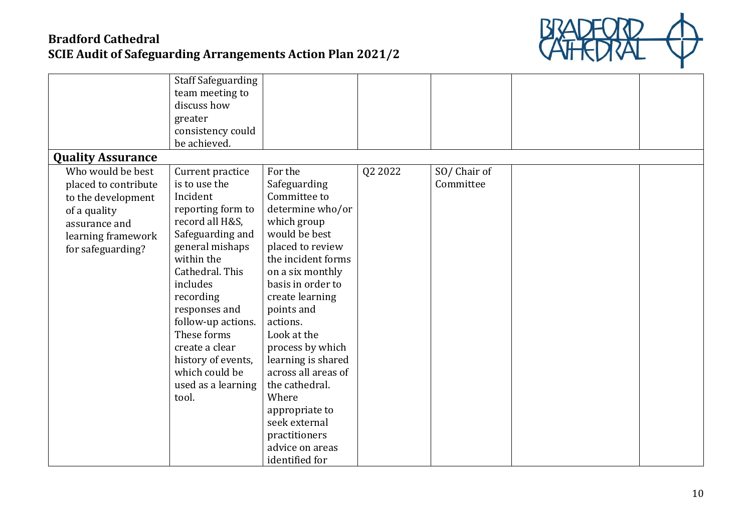| | | | | | | |
|---|---|---|---|---|---|---|
| | Staff Safeguarding team meeting to discuss how greater consistency could be achieved. | | | | | |
| **Quality Assurance** | | | | | | |
| Who would be best placed to contribute to the development of a quality assurance and learning framework for safeguarding? | Current practice is to use the Incident reporting form to record all H&S, Safeguarding and general mishaps within the Cathedral. This includes recording responses and follow-up actions. These forms create a clear history of events, which could be used as a learning tool. | For the Safeguarding Committee to determine who/or which group would be best placed to review the incident forms on a six monthly basis in order to create learning points and actions. Look at the process by which learning is shared across all areas of the cathedral. Where appropriate to seek external practitioners advice on areas identified for | Q2 2022 | SO/ Chair of Committee | | |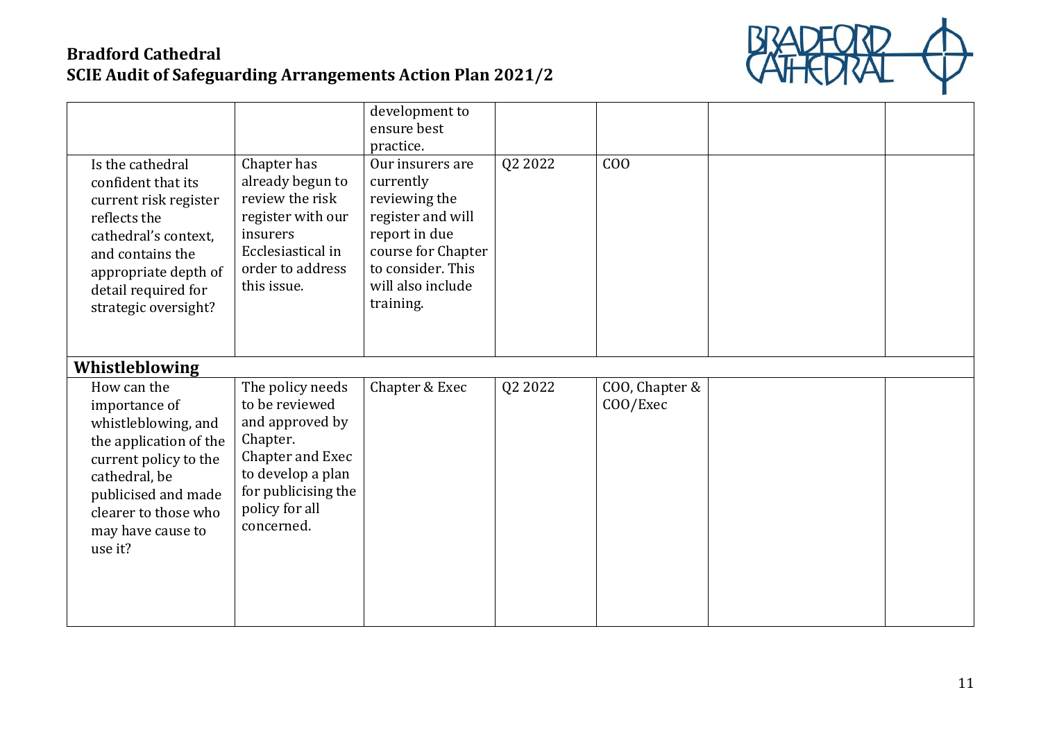| | | | | | | |
|---|---|---|---|---|---|---|
| | | development to ensure best practice. | | | | |
| Is the cathedral confident that its current risk register reflects the cathedral's context, and contains the appropriate depth of detail required for strategic oversight? | Chapter has already begun to review the risk register with our insurers Ecclesiastical in order to address this issue. | Our insurers are currently reviewing the register and will report in due course for Chapter to consider. This will also include training. | Q2 2022 | COO | | |
| **Whistleblowing** | | | | | | |
| How can the importance of whistleblowing, and the application of the current policy to the cathedral, be publicised and made clearer to those who may have cause to use it? | The policy needs to be reviewed and approved by Chapter. Chapter and Exec to develop a plan for publicising the policy for all concerned. | Chapter & Exec | Q2 2022 | COO, Chapter & COO/Exec | | |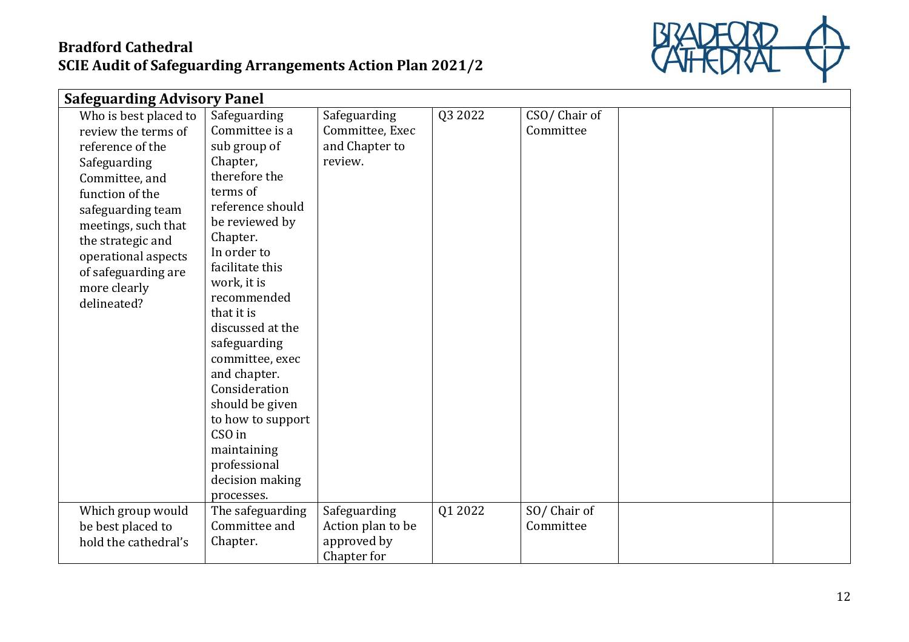**Bradford Cathedral**
**SCIE Audit of Safeguarding Arrangements Action Plan 2021/2**

| Safeguarding Advisory Panel | | | | | | |
|---|---|---|---|---|---|---|
| Who is best placed to review the terms of reference of the Safeguarding Committee, and function of the safeguarding team meetings, such that the strategic and operational aspects of safeguarding are more clearly delineated? | Safeguarding Committee is a sub group of Chapter, therefore the terms of reference should be reviewed by Chapter. In order to facilitate this work, it is recommended that it is discussed at the safeguarding committee, exec and chapter. Consideration should be given to how to support CSO in maintaining professional decision making processes. | Safeguarding Committee, Exec and Chapter to review. | Q3 2022 | CSO/ Chair of Committee | | |
| Which group would be best placed to hold the cathedral's | The safeguarding Committee and Chapter. | Safeguarding Action plan to be approved by Chapter for | Q1 2022 | SO/ Chair of Committee | | |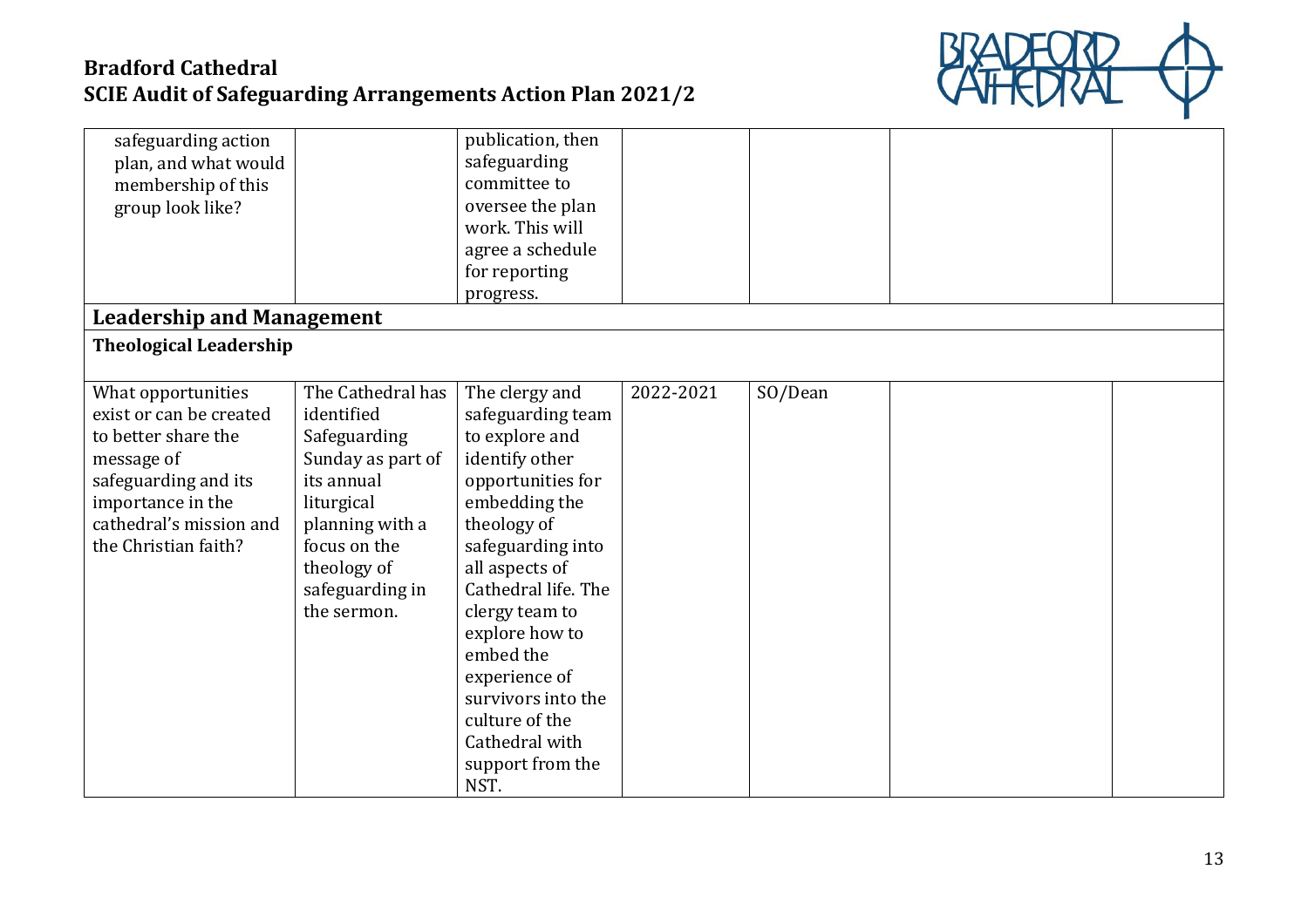| | | | | | | |
|---|---|---|---|---|---|---|
| safeguarding action plan, and what would membership of this group look like? | | publication, then safeguarding committee to oversee the plan work. This will agree a schedule for reporting progress. | | | | |

## Leadership and Management

### Theological Leadership

| | | | | | | |
|---|---|---|---|---|---|---|
| What opportunities exist or can be created to better share the message of safeguarding and its importance in the cathedral's mission and the Christian faith? | The Cathedral has identified Safeguarding Sunday as part of its annual liturgical planning with a focus on the theology of safeguarding in the sermon. | The clergy and safeguarding team to explore and identify other opportunities for embedding the theology of safeguarding into all aspects of Cathedral life. The clergy team to explore how to embed the experience of survivors into the culture of the Cathedral with support from the NST. | 2022-2021 | SO/Dean | | |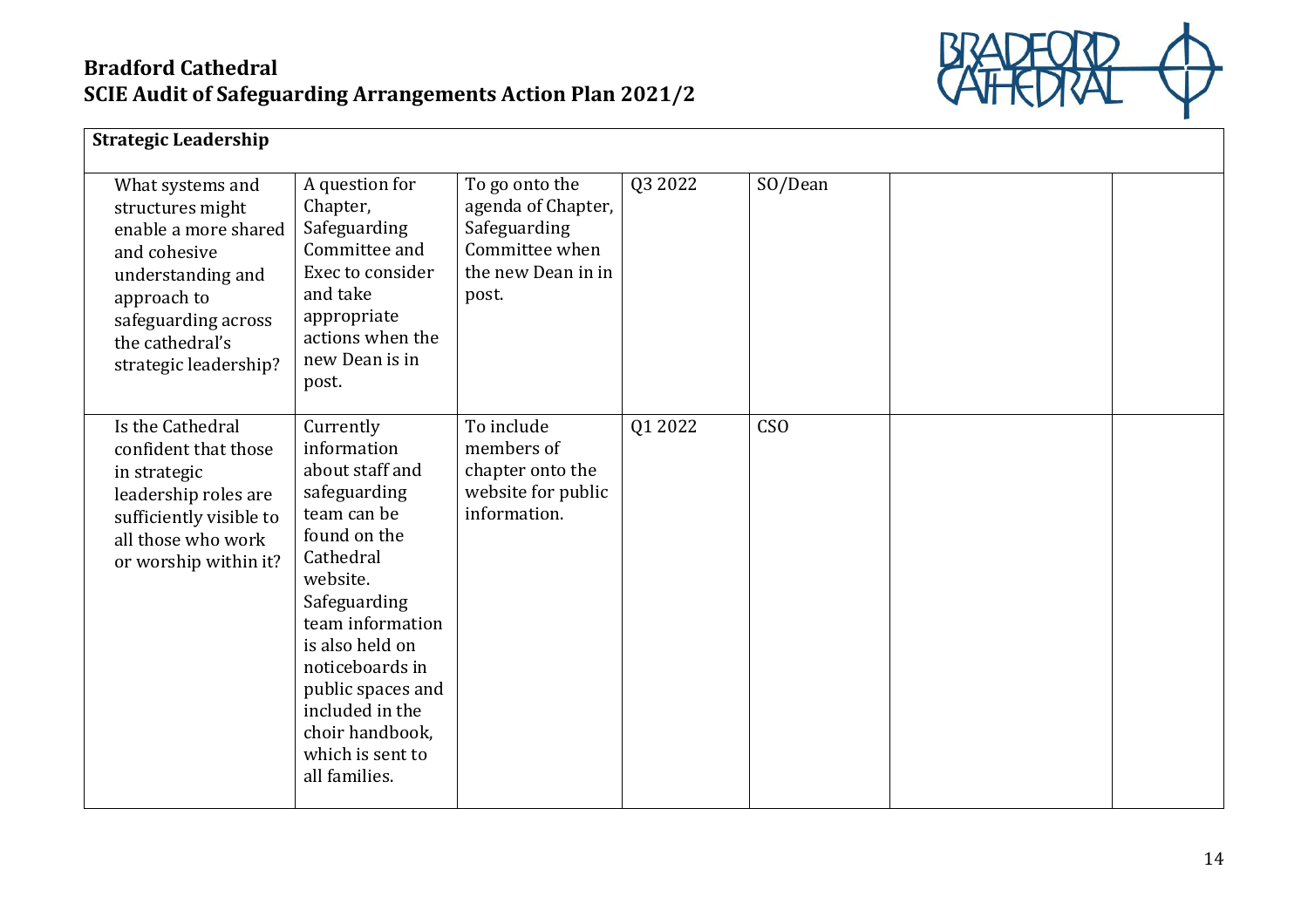# Bradford Cathedral
## SCIE Audit of Safeguarding Arrangements Action Plan 2021/2

| Strategic Leadership | | | | | | |
|---|---|---|---|---|---|---|
| What systems and structures might enable a more shared and cohesive understanding and approach to safeguarding across the cathedral's strategic leadership? | A question for Chapter, Safeguarding Committee and Exec to consider and take appropriate actions when the new Dean is in post. | To go onto the agenda of Chapter, Safeguarding Committee when the new Dean in in post. | Q3 2022 | SO/Dean | | |
| Is the Cathedral confident that those in strategic leadership roles are sufficiently visible to all those who work or worship within it? | Currently information about staff and safeguarding team can be found on the Cathedral website. Safeguarding team information is also held on noticeboards in public spaces and included in the choir handbook, which is sent to all families. | To include members of chapter onto the website for public information. | Q1 2022 | CSO | | |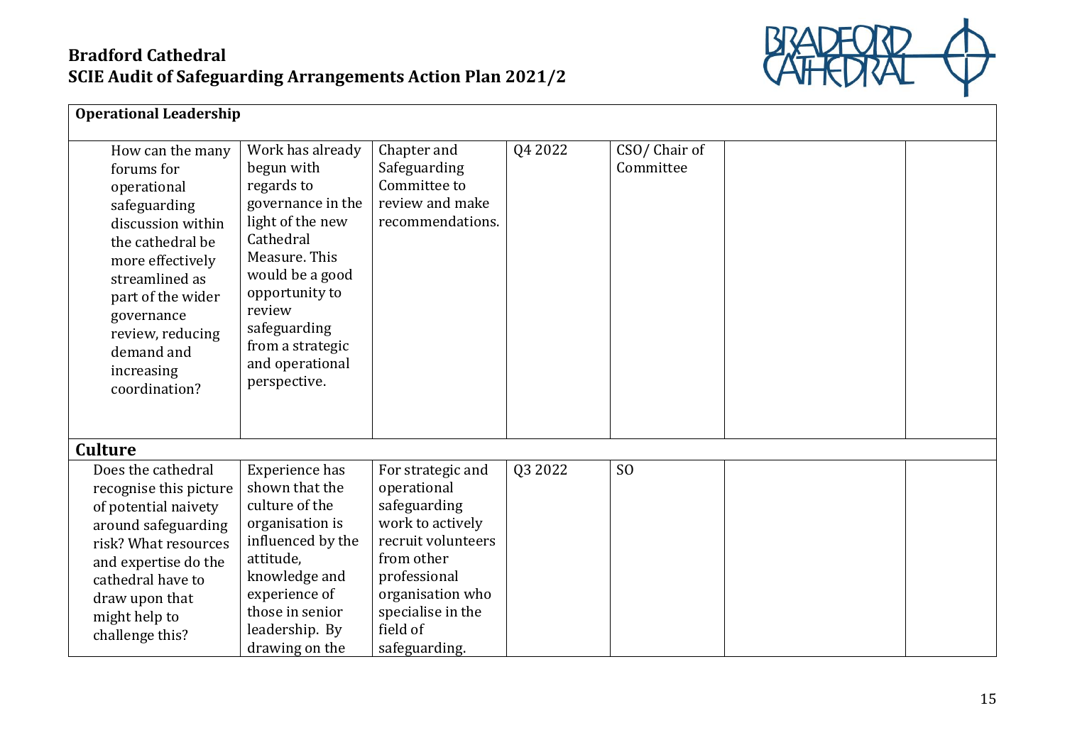# Bradford Cathedral
## SCIE Audit of Safeguarding Arrangements Action Plan 2021/2

| | | | | | | |
|---|---|---|---|---|---|---|
| **Operational Leadership** | | | | | | |
| How can the many forums for operational safeguarding discussion within the cathedral be more effectively streamlined as part of the wider governance review, reducing demand and increasing coordination? | Work has already begun with regards to governance in the light of the new Cathedral Measure. This would be a good opportunity to review safeguarding from a strategic and operational perspective. | Chapter and Safeguarding Committee to review and make recommendations. | Q4 2022 | CSO/ Chair of Committee | | |
| **Culture** | | | | | | |
| Does the cathedral recognise this picture of potential naivety around safeguarding risk? What resources and expertise do the cathedral have to draw upon that might help to challenge this? | Experience has shown that the culture of the organisation is influenced by the attitude, knowledge and experience of those in senior leadership. By drawing on the | For strategic and operational safeguarding work to actively recruit volunteers from other professional organisation who specialise in the field of safeguarding. | Q3 2022 | SO | | |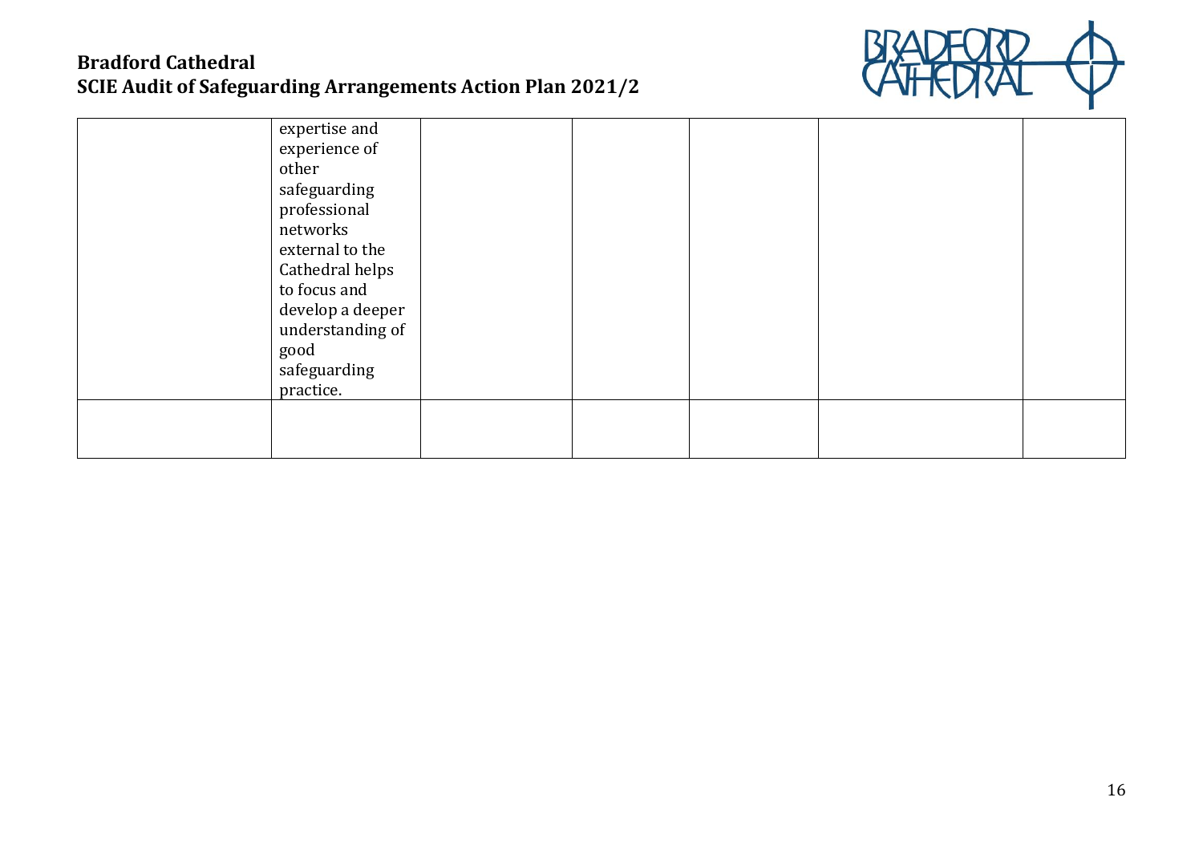| | | | | | | |
|---|---|---|---|---|---|---|
| | expertise and experience of other safeguarding professional networks external to the Cathedral helps to focus and develop a deeper understanding of good safeguarding practice. | | | | | |
| | | | | | | |